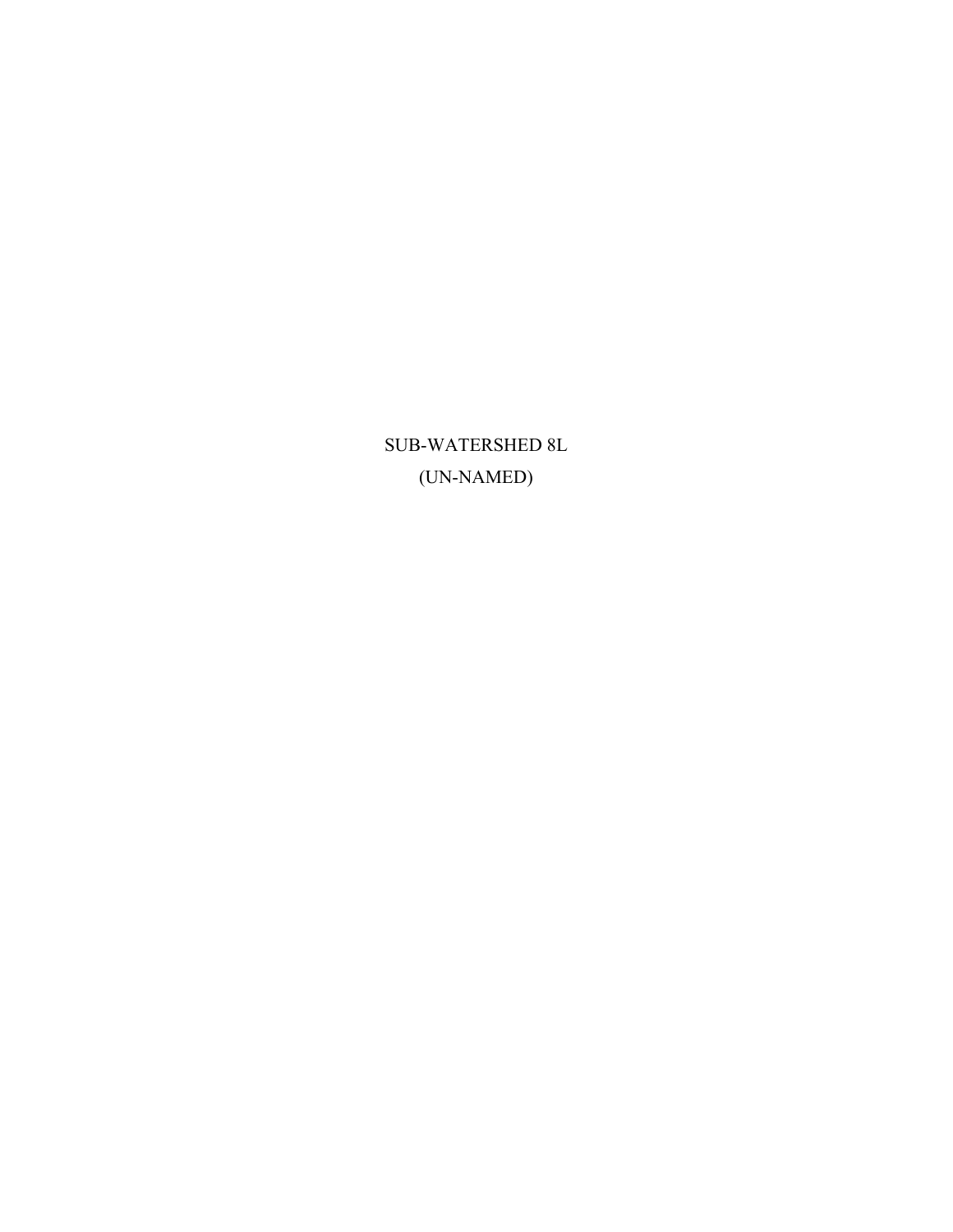# SUB-WATERSHED 8L

# (UN-NAMED)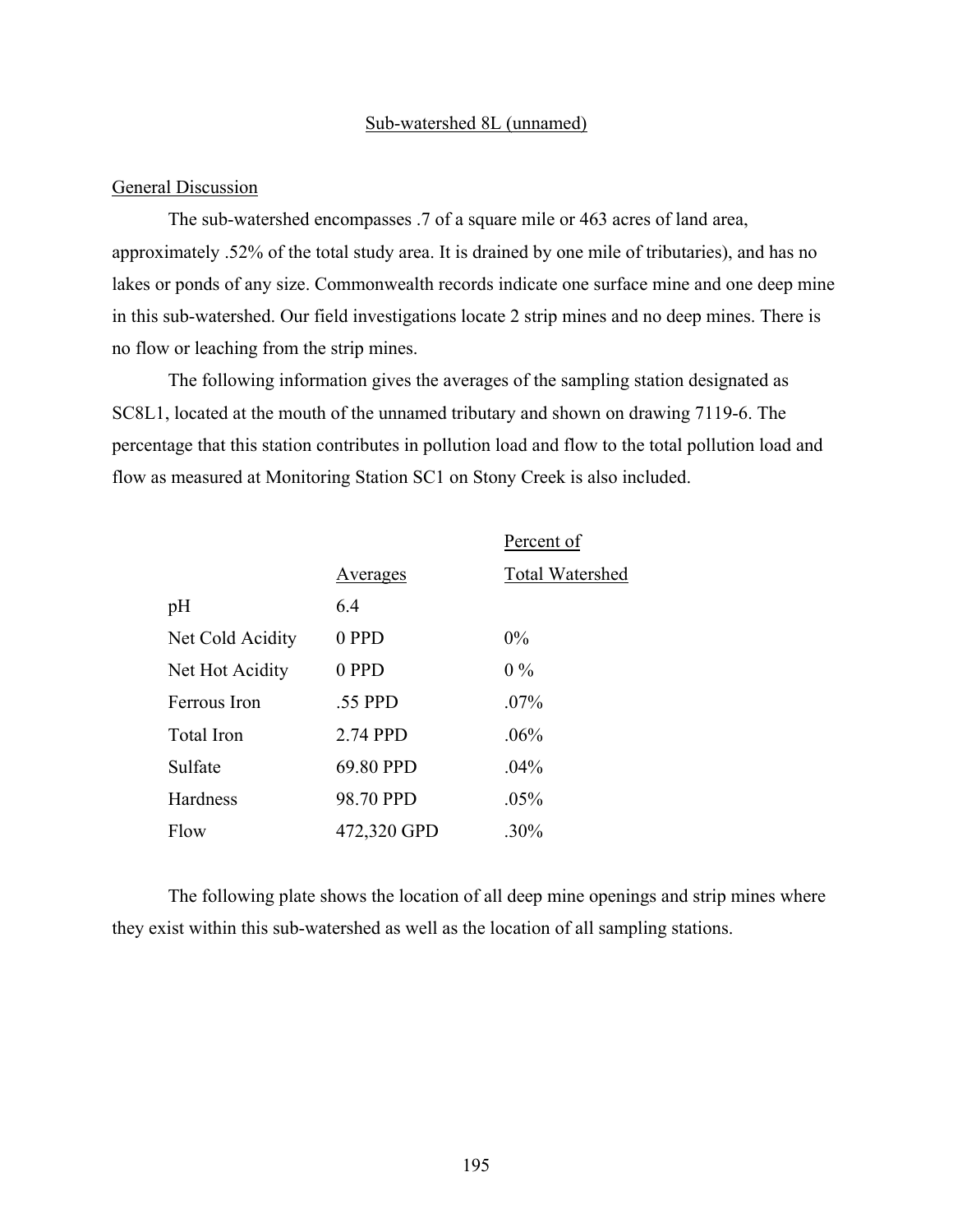## Sub-watershed 8L (unnamed)

### General Discussion

The sub-watershed encompasses .7 of a square mile or 463 acres of land area, approximately .52% of the total study area. It is drained by one mile of tributaries), and has no lakes or ponds of any size. Commonwealth records indicate one surface mine and one deep mine in this sub-watershed. Our field investigations locate 2 strip mines and no deep mines. There is no flow or leaching from the strip mines.

The following information gives the averages of the sampling station designated as SC8L1, located at the mouth of the unnamed tributary and shown on drawing 7119-6. The percentage that this station contributes in pollution load and flow to the total pollution load and flow as measured at Monitoring Station SC1 on Stony Creek is also included.

| | Averages | Percent of Total Watershed |
|---|---|---|
| pH | 6.4 | |
| Net Cold Acidity | 0 PPD | 0% |
| Net Hot Acidity | 0 PPD | 0 % |
| Ferrous Iron | .55 PPD | .07% |
| Total Iron | 2.74 PPD | .06% |
| Sulfate | 69.80 PPD | .04% |
| Hardness | 98.70 PPD | .05% |
| Flow | 472,320 GPD | .30% |

The following plate shows the location of all deep mine openings and strip mines where they exist within this sub-watershed as well as the location of all sampling stations.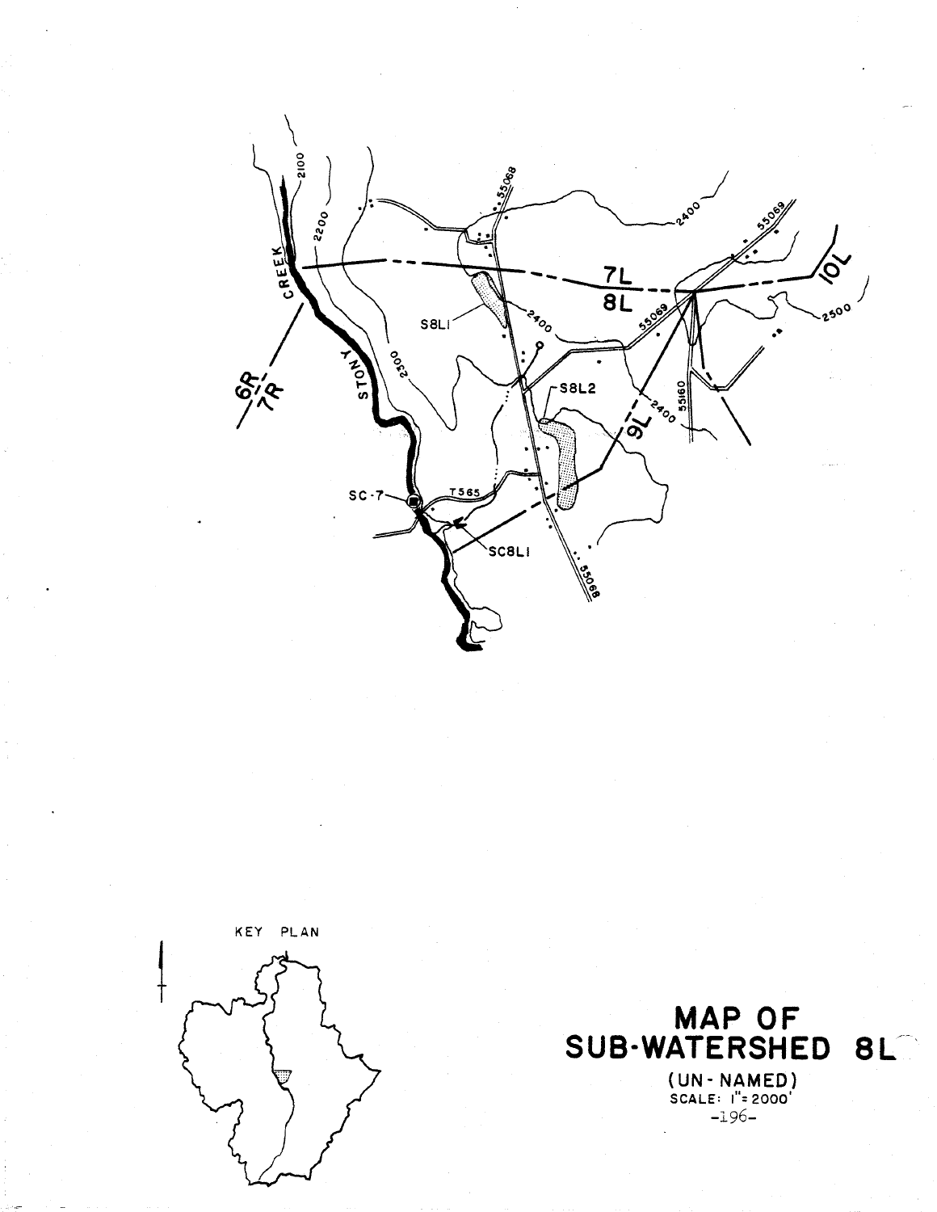# MAP OF SUB-WATERSHED 8L

(UN-NAMED)

SCALE: 1" = 2000'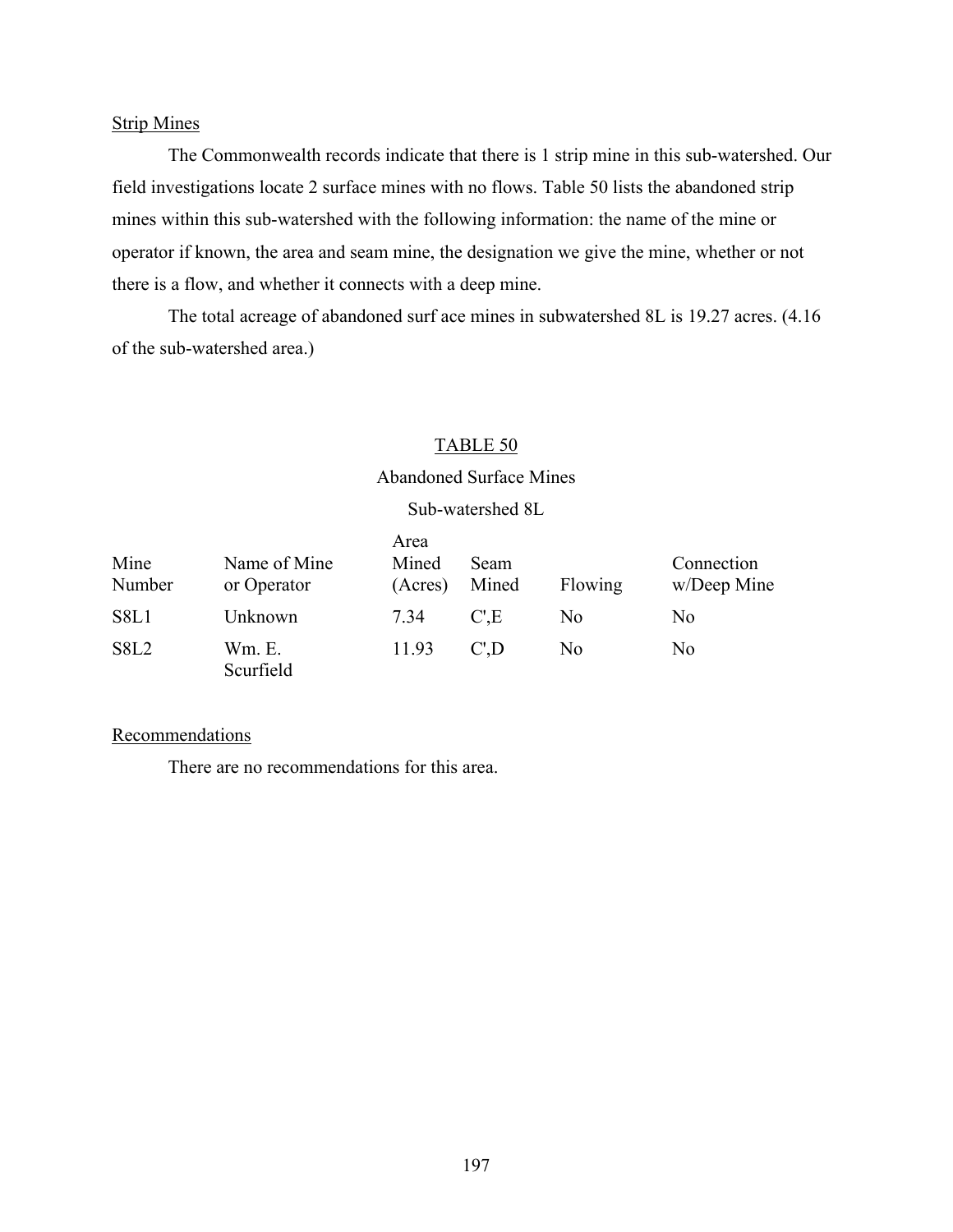## Strip Mines

The Commonwealth records indicate that there is 1 strip mine in this sub-watershed. Our field investigations locate 2 surface mines with no flows. Table 50 lists the abandoned strip mines within this sub-watershed with the following information: the name of the mine or operator if known, the area and seam mine, the designation we give the mine, whether or not there is a flow, and whether it connects with a deep mine.

The total acreage of abandoned surf ace mines in subwatershed 8L is 19.27 acres. (4.16 of the sub-watershed area.)

TABLE 50

Abandoned Surface Mines

Sub-watershed 8L

| Mine Number | Name of Mine or Operator | Area Mined (Acres) | Seam Mined | Flowing | Connection w/Deep Mine |
|---|---|---|---|---|---|
| S8L1 | Unknown | 7.34 | C',E | No | No |
| S8L2 | Wm. E. Scurfield | 11.93 | C',D | No | No |

## Recommendations

There are no recommendations for this area.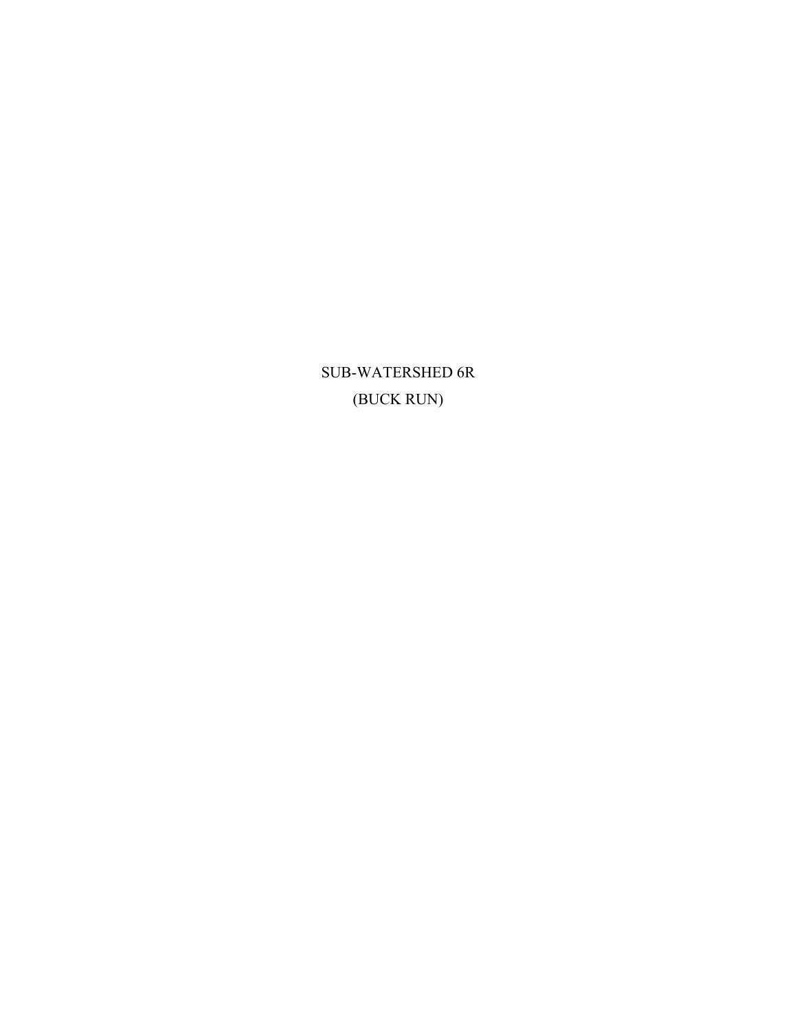# SUB-WATERSHED 6R

# (BUCK RUN)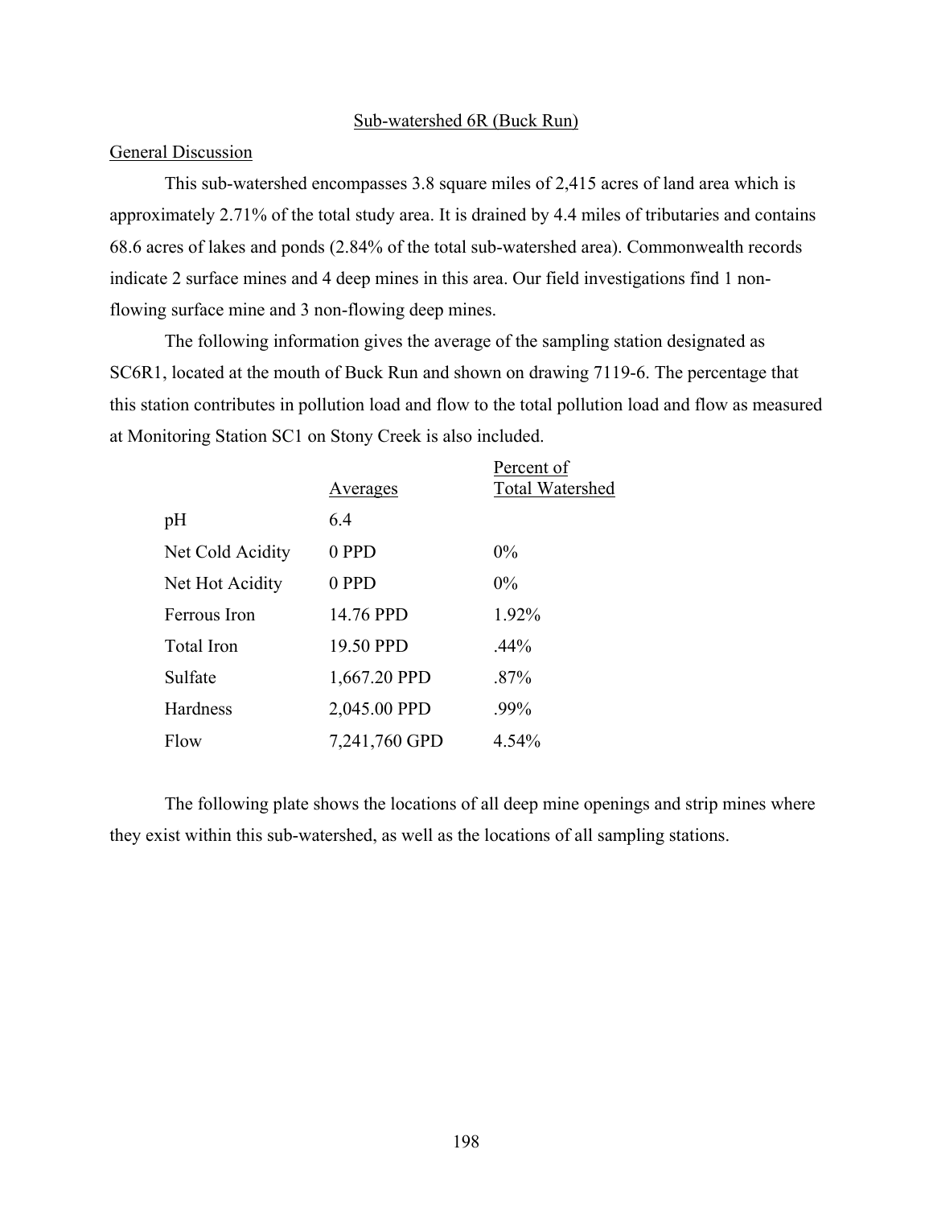## Sub-watershed 6R (Buck Run)

### General Discussion

This sub-watershed encompasses 3.8 square miles of 2,415 acres of land area which is approximately 2.71% of the total study area. It is drained by 4.4 miles of tributaries and contains 68.6 acres of lakes and ponds (2.84% of the total sub-watershed area). Commonwealth records indicate 2 surface mines and 4 deep mines in this area. Our field investigations find 1 non-flowing surface mine and 3 non-flowing deep mines.

The following information gives the average of the sampling station designated as SC6R1, located at the mouth of Buck Run and shown on drawing 7119-6. The percentage that this station contributes in pollution load and flow to the total pollution load and flow as measured at Monitoring Station SC1 on Stony Creek is also included.

| | Averages | Percent of Total Watershed |
|---|---|---|
| pH | 6.4 | |
| Net Cold Acidity | 0 PPD | 0% |
| Net Hot Acidity | 0 PPD | 0% |
| Ferrous Iron | 14.76 PPD | 1.92% |
| Total Iron | 19.50 PPD | .44% |
| Sulfate | 1,667.20 PPD | .87% |
| Hardness | 2,045.00 PPD | .99% |
| Flow | 7,241,760 GPD | 4.54% |

The following plate shows the locations of all deep mine openings and strip mines where they exist within this sub-watershed, as well as the locations of all sampling stations.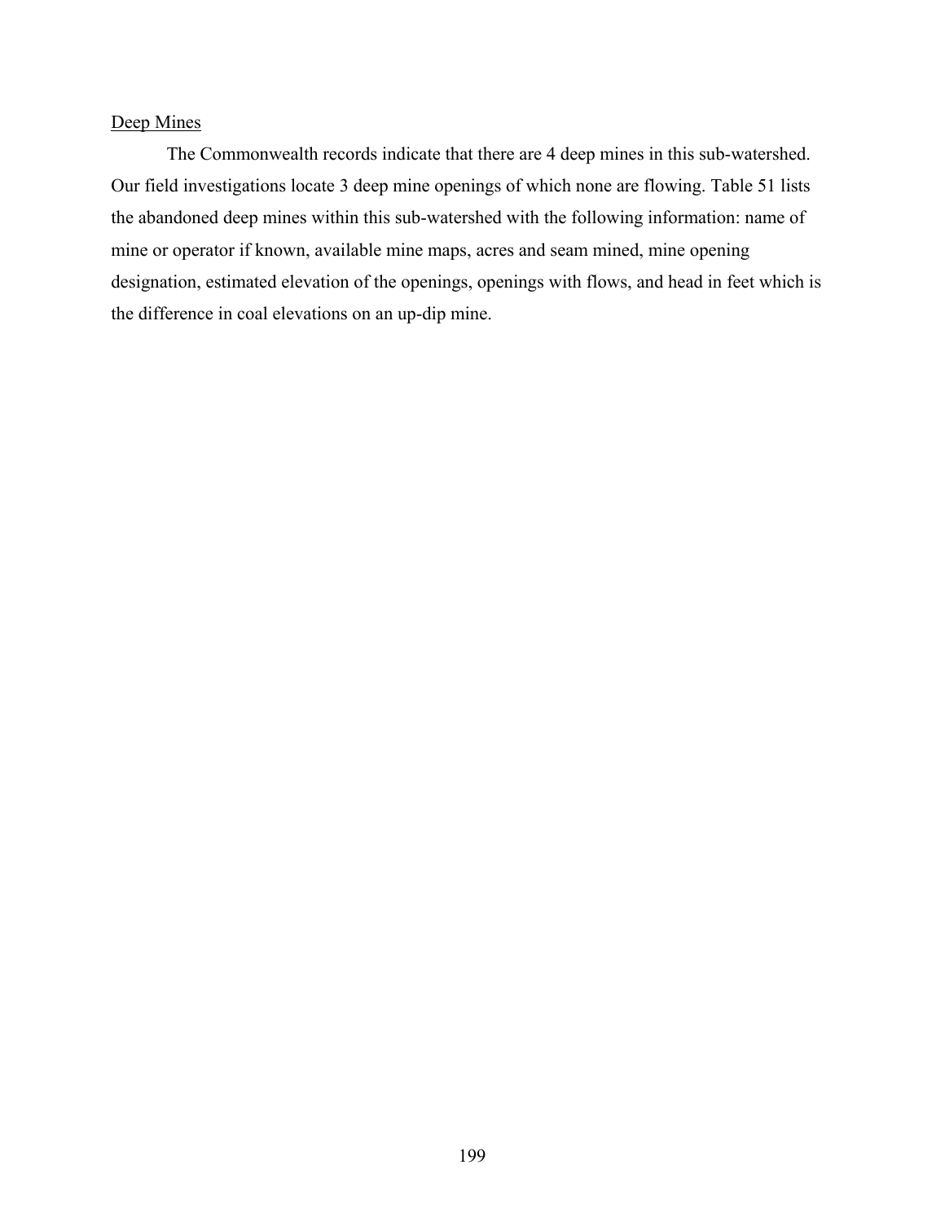<u>Deep Mines</u>

The Commonwealth records indicate that there are 4 deep mines in this sub-watershed. Our field investigations locate 3 deep mine openings of which none are flowing. Table 51 lists the abandoned deep mines within this sub-watershed with the following information: name of mine or operator if known, available mine maps, acres and seam mined, mine opening designation, estimated elevation of the openings, openings with flows, and head in feet which is the difference in coal elevations on an up-dip mine.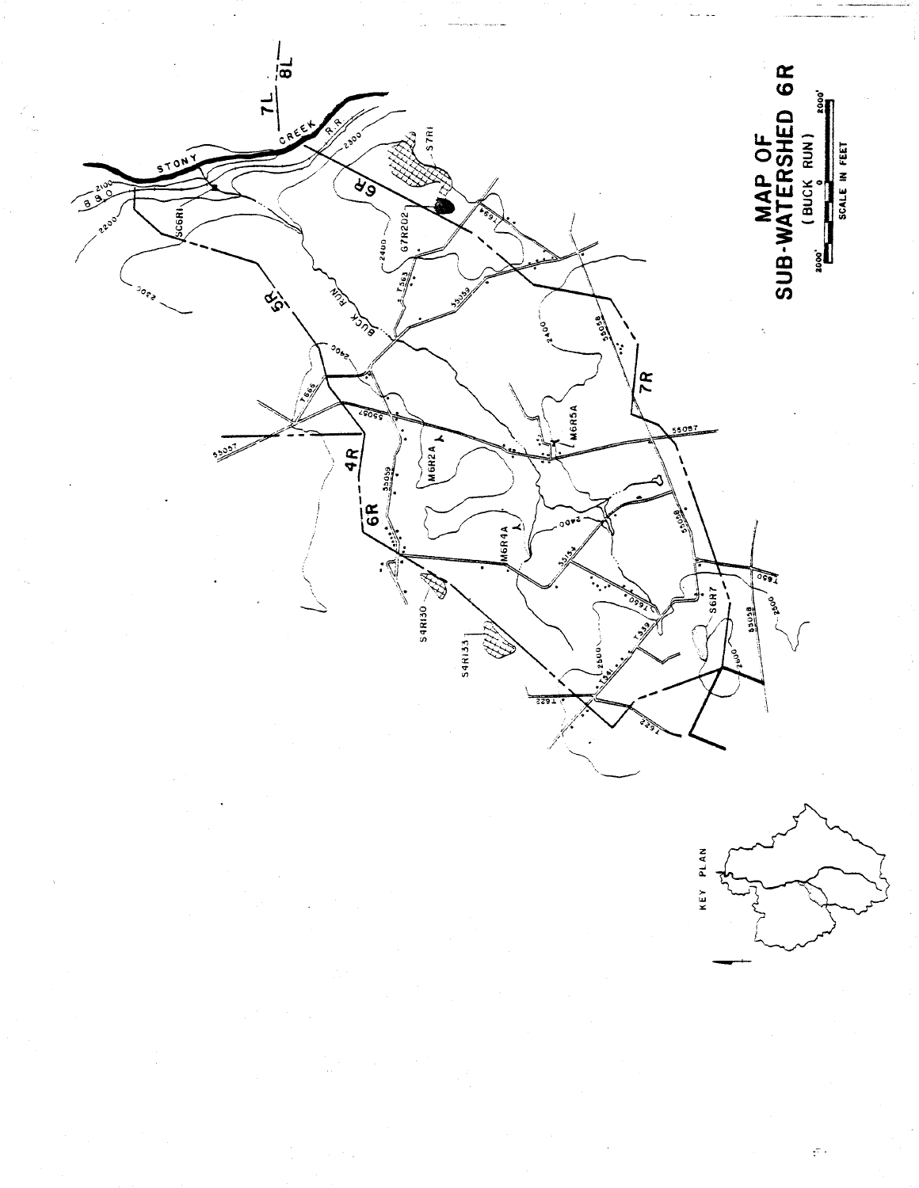# MAP OF SUB-WATERSHED 6R

(BUCK RUN)

2000' 0 2000'

SCALE IN FEET

KEY PLAN

STONY CREEK

R.R.

7L

8L

6R

5R

4R

7R

BUCK RUN

S7R1

67R202

SC6R1

M6R2A

M6R5A

M6R4A

S4R130

S4R133

S6R7

T563

T564

55059

55058

55057

T665

T660

T650

55054

T339

T341

T622

2100

2200

2300

2400

2500

890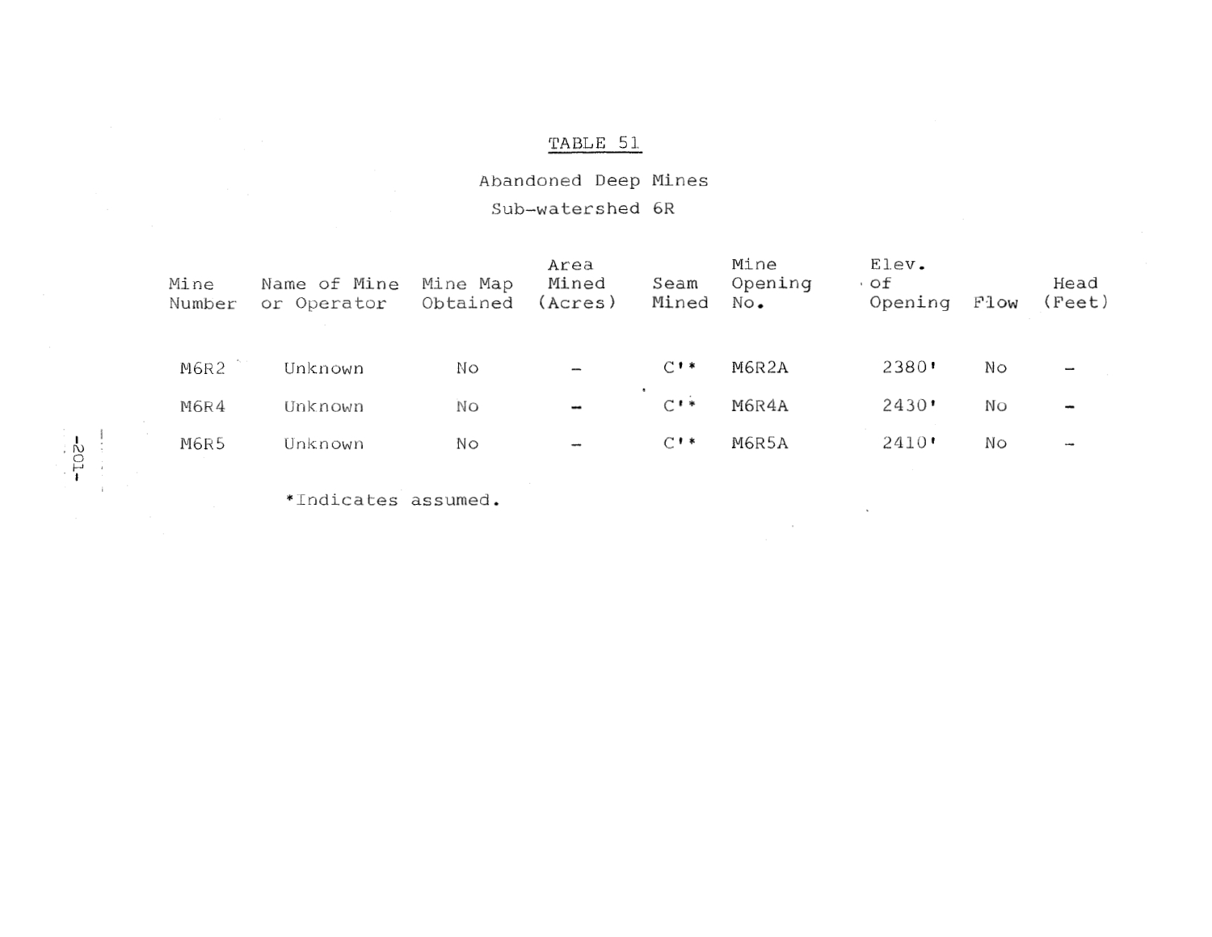# TABLE 51

## Abandoned Deep Mines

### Sub-watershed 6R

| Mine Number | Name of Mine or Operator | Mine Map Obtained | Area Mined (Acres) | Seam Mined | Mine Opening No. | Elev. of Opening | Flow | Head (Feet) |
|---|---|---|---|---|---|---|---|---|
| M6R2 | Unknown | No | – | C'* | M6R2A | 2380' | No | – |
| M6R4 | Unknown | No | – | C'* | M6R4A | 2430' | No | – |
| M6R5 | Unknown | No | – | C'* | M6R5A | 2410' | No | – |

*Indicates assumed.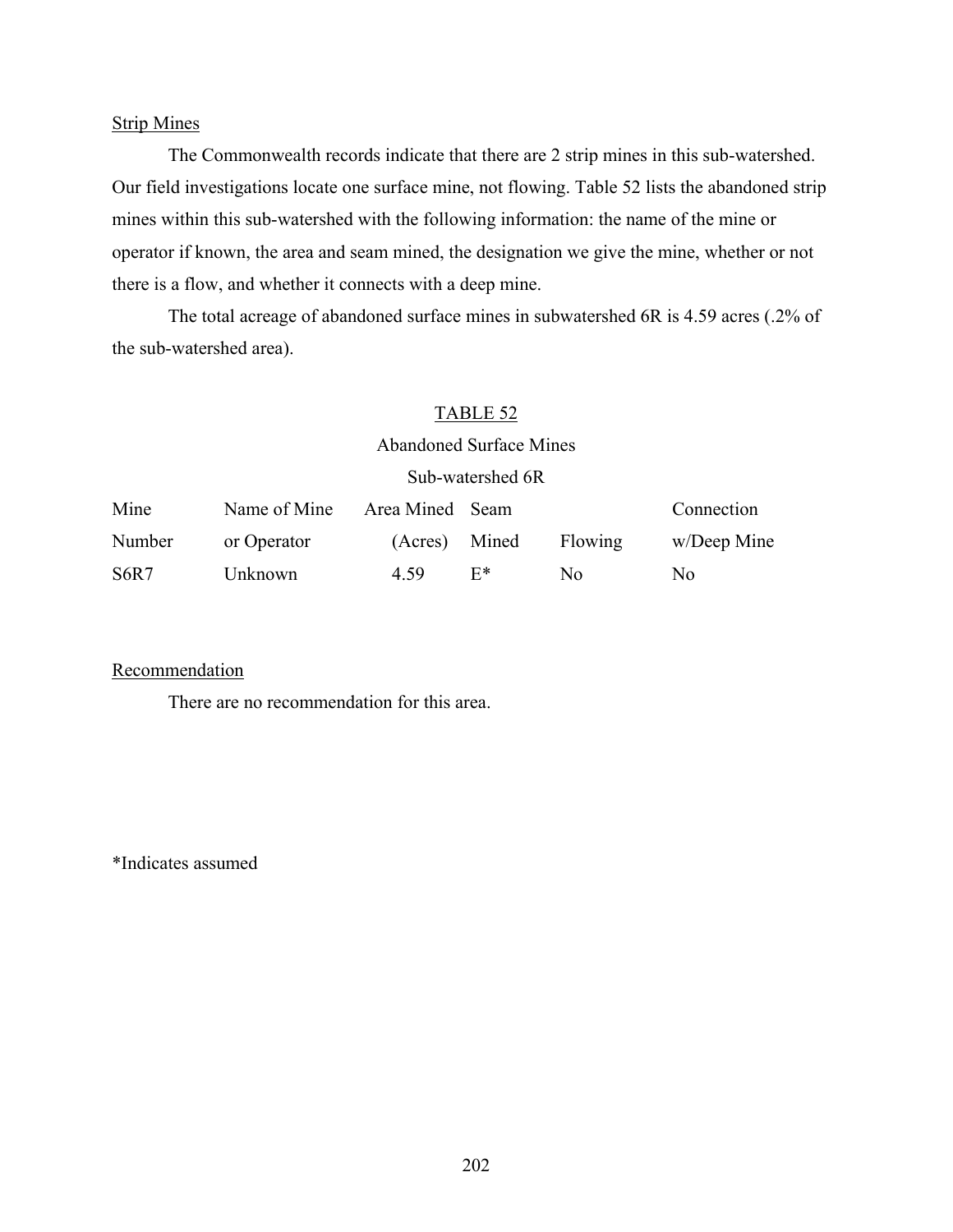Strip Mines

The Commonwealth records indicate that there are 2 strip mines in this sub-watershed. Our field investigations locate one surface mine, not flowing. Table 52 lists the abandoned strip mines within this sub-watershed with the following information: the name of the mine or operator if known, the area and seam mined, the designation we give the mine, whether or not there is a flow, and whether it connects with a deep mine.

The total acreage of abandoned surface mines in subwatershed 6R is 4.59 acres (.2% of the sub-watershed area).

TABLE 52

Abandoned Surface Mines

Sub-watershed 6R

| Mine Number | Name of Mine or Operator | Area Mined (Acres) | Seam Mined | Flowing | Connection w/Deep Mine |
|---|---|---|---|---|---|
| S6R7 | Unknown | 4.59 | E* | No | No |

Recommendation

There are no recommendation for this area.

*Indicates assumed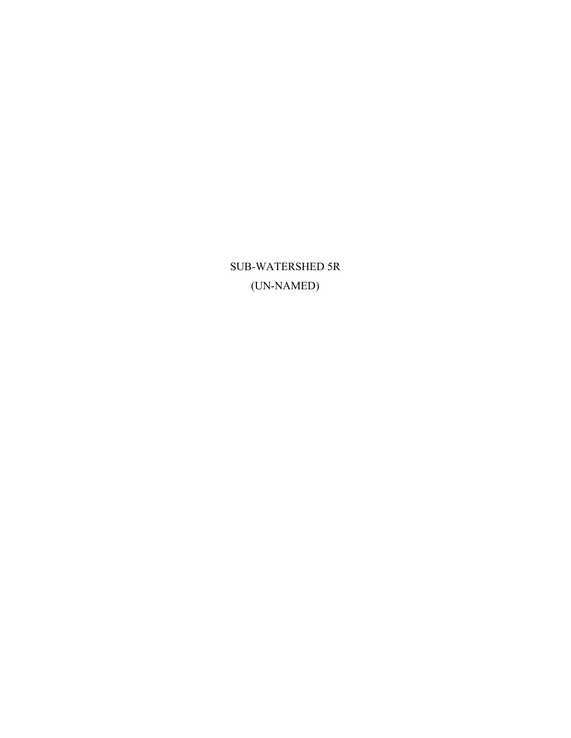# SUB-WATERSHED 5R
## (UN-NAMED)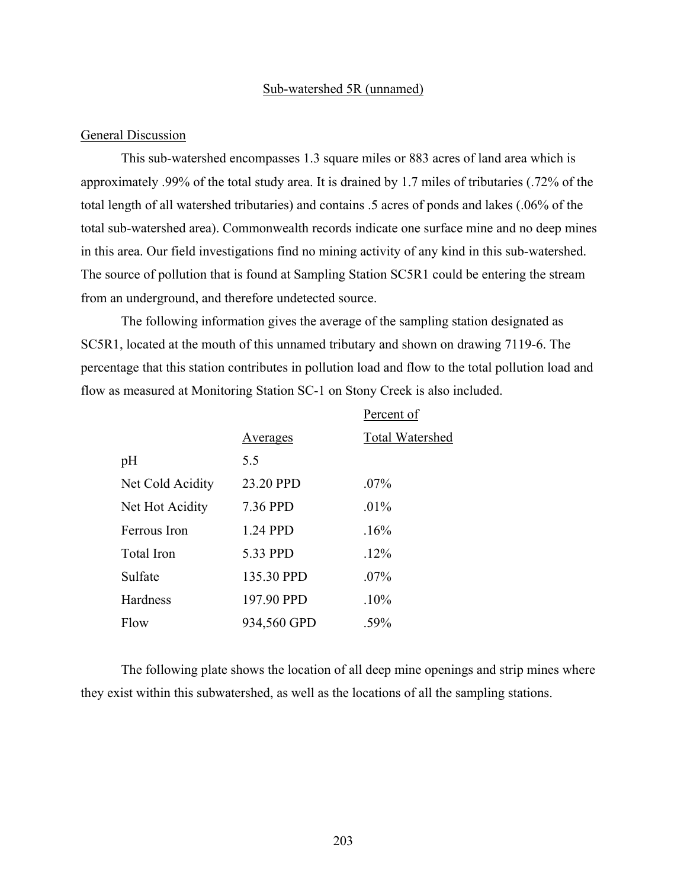## Sub-watershed 5R (unnamed)

### General Discussion

This sub-watershed encompasses 1.3 square miles or 883 acres of land area which is approximately .99% of the total study area. It is drained by 1.7 miles of tributaries (.72% of the total length of all watershed tributaries) and contains .5 acres of ponds and lakes (.06% of the total sub-watershed area). Commonwealth records indicate one surface mine and no deep mines in this area. Our field investigations find no mining activity of any kind in this sub-watershed. The source of pollution that is found at Sampling Station SC5R1 could be entering the stream from an underground, and therefore undetected source.

The following information gives the average of the sampling station designated as SC5R1, located at the mouth of this unnamed tributary and shown on drawing 7119-6. The percentage that this station contributes in pollution load and flow to the total pollution load and flow as measured at Monitoring Station SC-1 on Stony Creek is also included.

| | Averages | Percent of Total Watershed |
|---|---|---|
| pH | 5.5 | |
| Net Cold Acidity | 23.20 PPD | .07% |
| Net Hot Acidity | 7.36 PPD | .01% |
| Ferrous Iron | 1.24 PPD | .16% |
| Total Iron | 5.33 PPD | .12% |
| Sulfate | 135.30 PPD | .07% |
| Hardness | 197.90 PPD | .10% |
| Flow | 934,560 GPD | .59% |

The following plate shows the location of all deep mine openings and strip mines where they exist within this subwatershed, as well as the locations of all the sampling stations.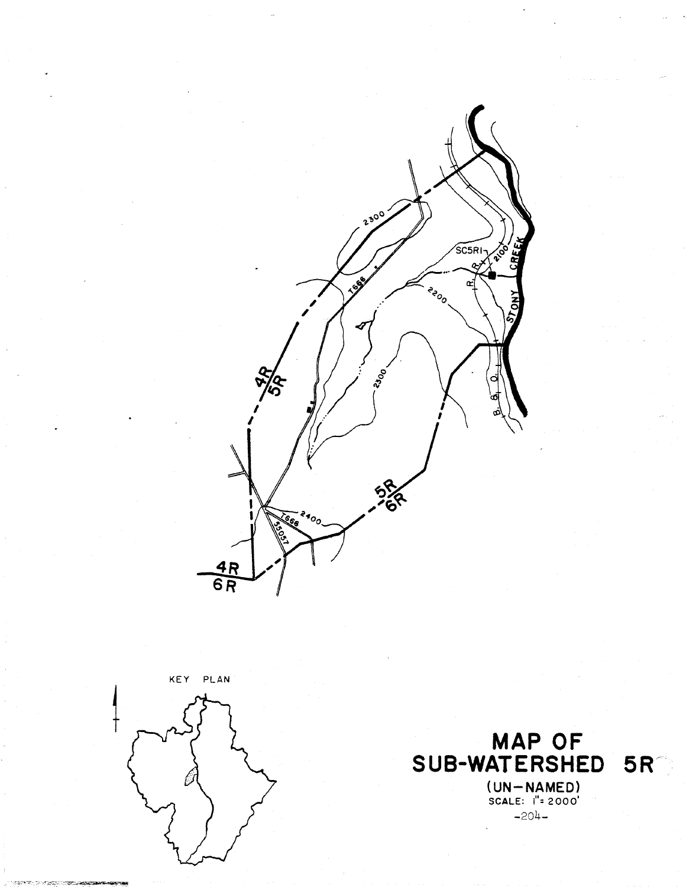# MAP OF SUB-WATERSHED 5R

(UN-NAMED)

SCALE: 1" = 2000'

KEY PLAN

4R / 5R

5R / 6R

4R / 6R

STONY CREEK

SC5R1

B. & O. R. R.

T666

S5057

2100

2200

2300

2400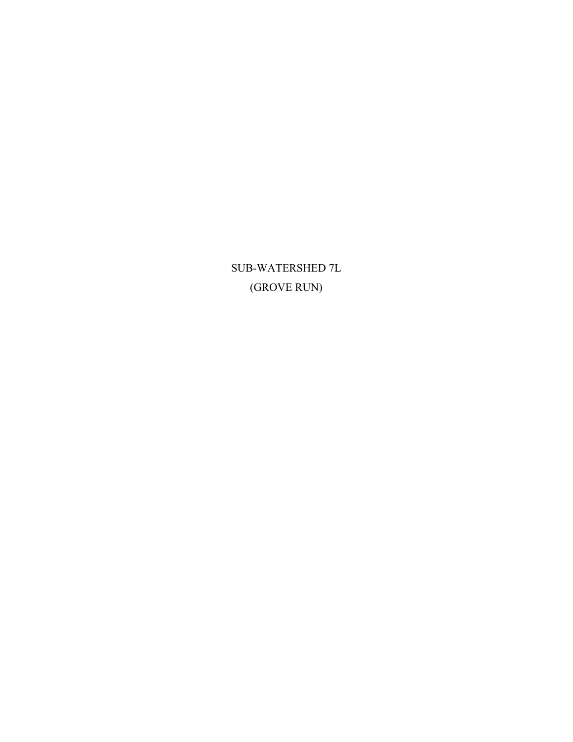# SUB-WATERSHED 7L
# (GROVE RUN)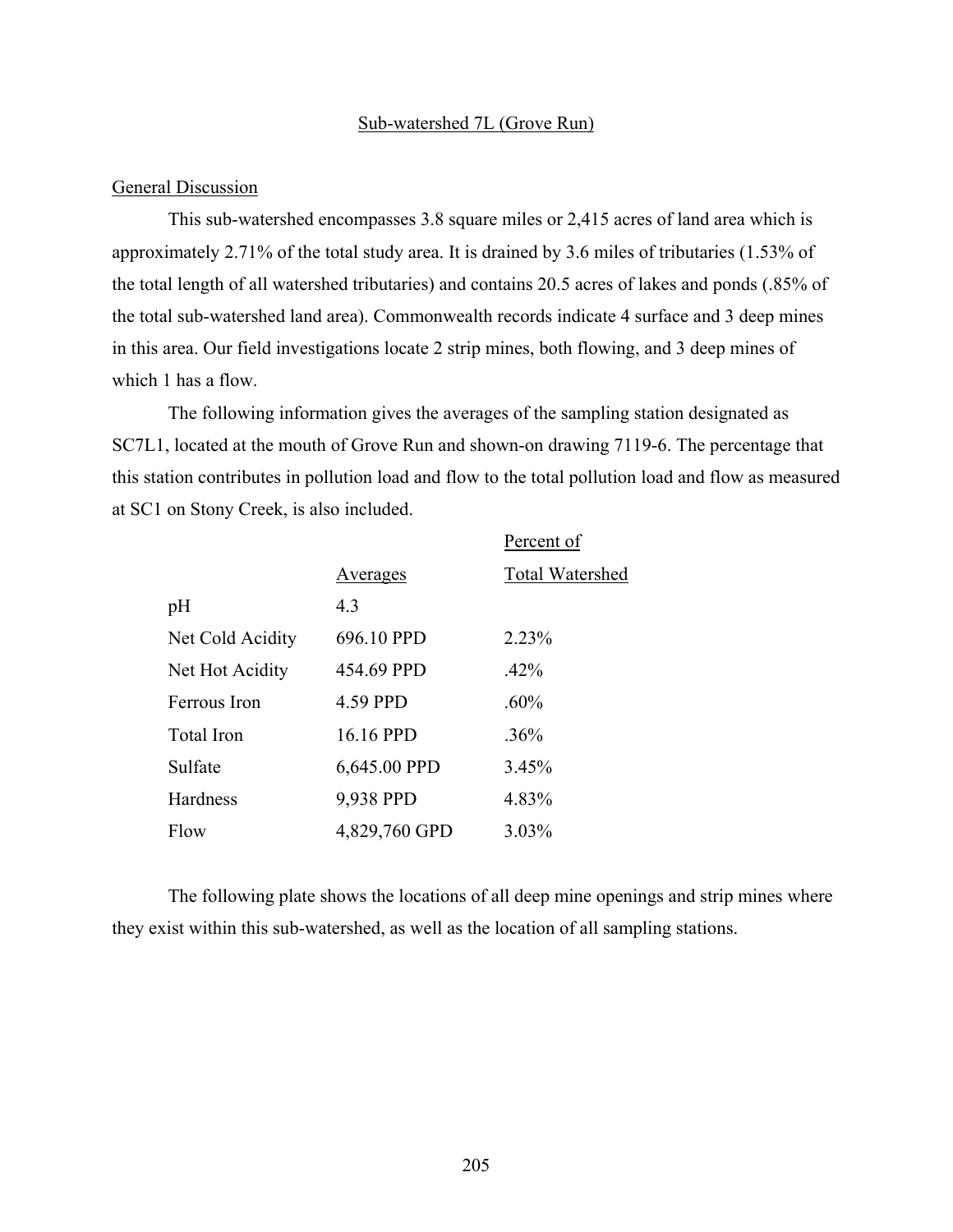## Sub-watershed 7L (Grove Run)

### General Discussion

This sub-watershed encompasses 3.8 square miles or 2,415 acres of land area which is approximately 2.71% of the total study area. It is drained by 3.6 miles of tributaries (1.53% of the total length of all watershed tributaries) and contains 20.5 acres of lakes and ponds (.85% of the total sub-watershed land area). Commonwealth records indicate 4 surface and 3 deep mines in this area. Our field investigations locate 2 strip mines, both flowing, and 3 deep mines of which 1 has a flow.

The following information gives the averages of the sampling station designated as SC7L1, located at the mouth of Grove Run and shown-on drawing 7119-6. The percentage that this station contributes in pollution load and flow to the total pollution load and flow as measured at SC1 on Stony Creek, is also included.

| | Averages | Percent of Total Watershed |
|---|---|---|
| pH | 4.3 | |
| Net Cold Acidity | 696.10 PPD | 2.23% |
| Net Hot Acidity | 454.69 PPD | .42% |
| Ferrous Iron | 4.59 PPD | .60% |
| Total Iron | 16.16 PPD | .36% |
| Sulfate | 6,645.00 PPD | 3.45% |
| Hardness | 9,938 PPD | 4.83% |
| Flow | 4,829,760 GPD | 3.03% |

The following plate shows the locations of all deep mine openings and strip mines where they exist within this sub-watershed, as well as the location of all sampling stations.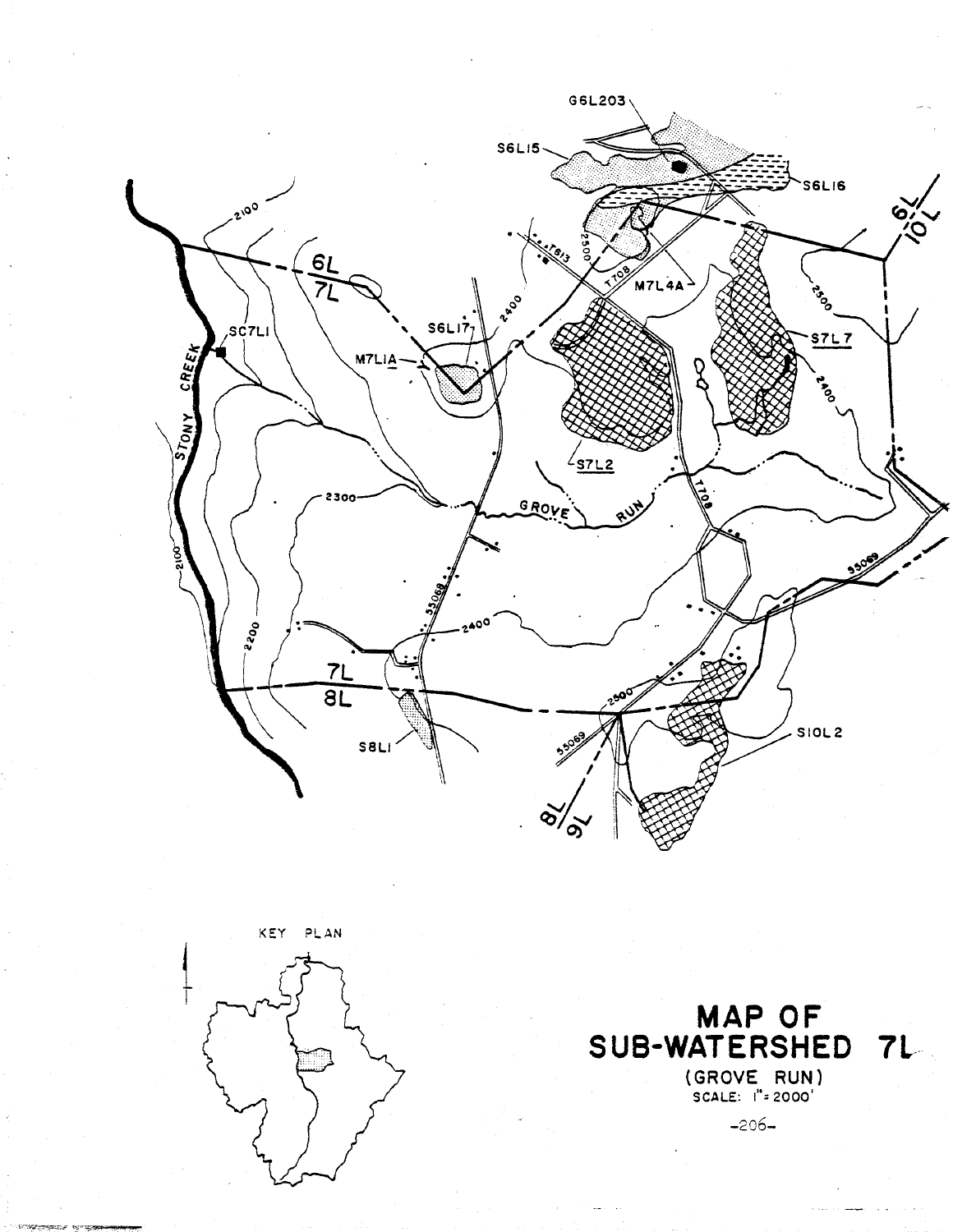# MAP OF SUB-WATERSHED 7L

(GROVE RUN)

SCALE: 1" = 2000'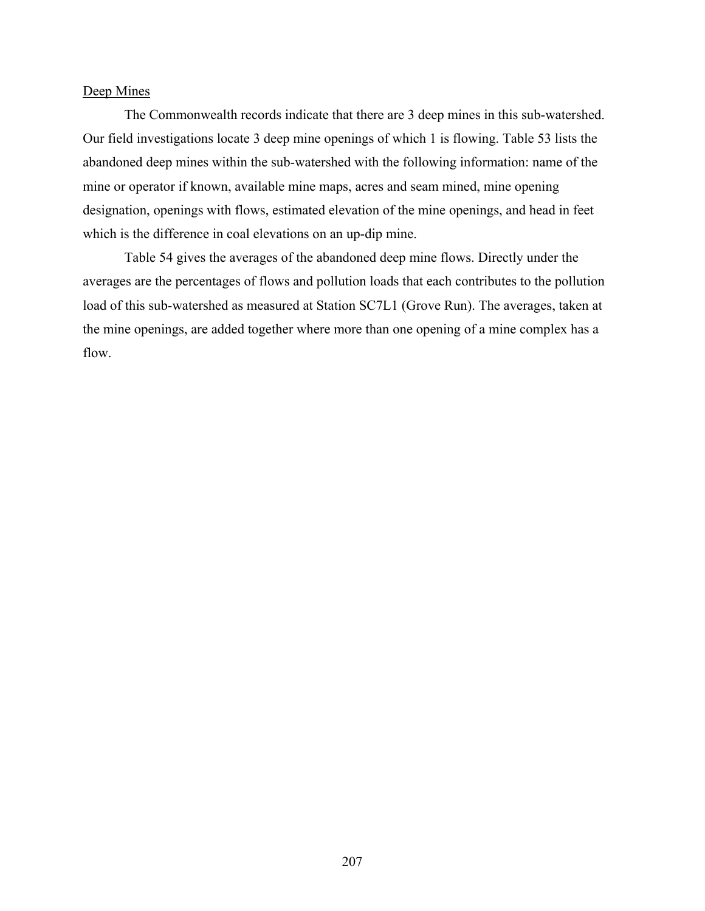<u>Deep Mines</u>

The Commonwealth records indicate that there are 3 deep mines in this sub-watershed. Our field investigations locate 3 deep mine openings of which 1 is flowing. Table 53 lists the abandoned deep mines within the sub-watershed with the following information: name of the mine or operator if known, available mine maps, acres and seam mined, mine opening designation, openings with flows, estimated elevation of the mine openings, and head in feet which is the difference in coal elevations on an up-dip mine.

Table 54 gives the averages of the abandoned deep mine flows. Directly under the averages are the percentages of flows and pollution loads that each contributes to the pollution load of this sub-watershed as measured at Station SC7L1 (Grove Run). The averages, taken at the mine openings, are added together where more than one opening of a mine complex has a flow.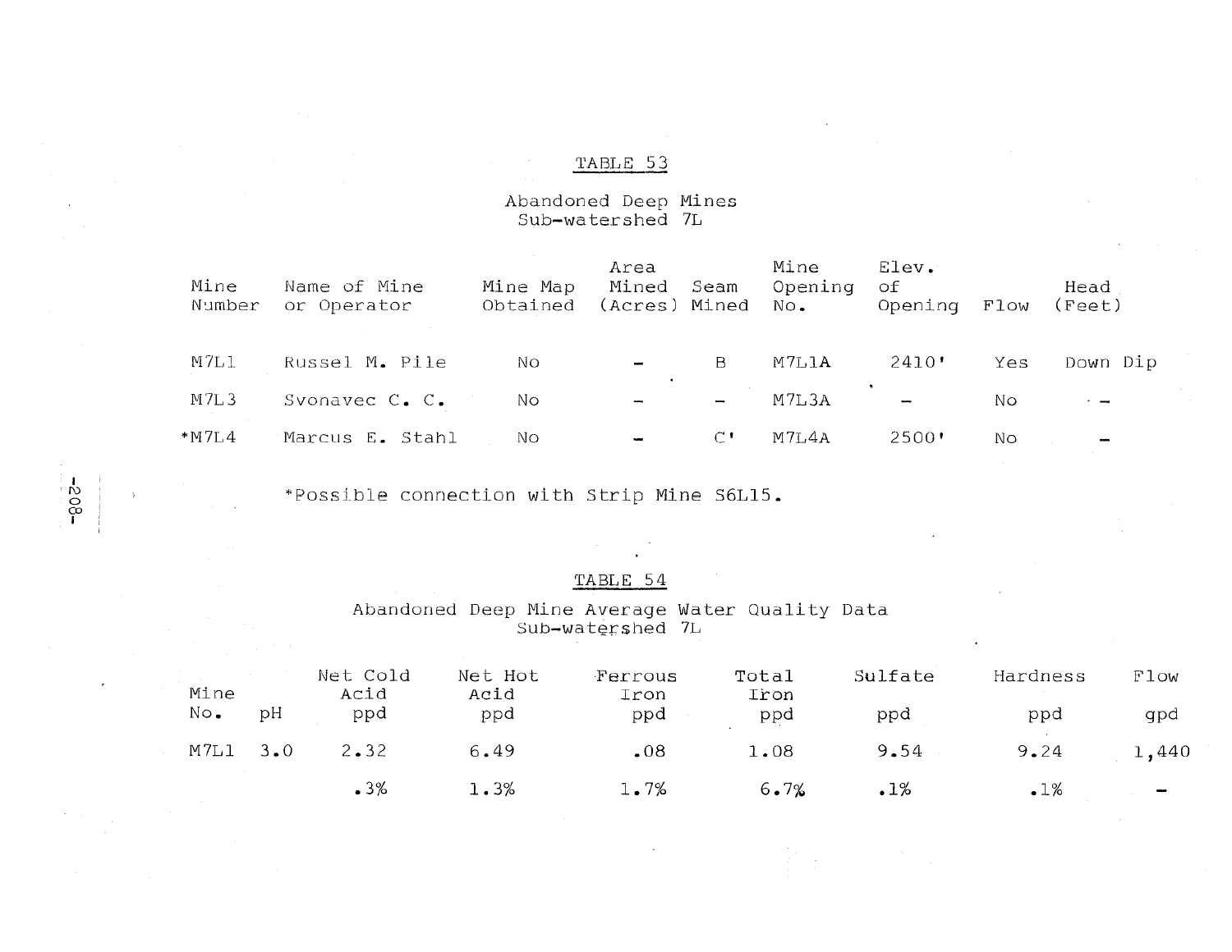## TABLE 53

### Abandoned Deep Mines
### Sub-watershed 7L

| Mine Number | Name of Mine or Operator | Mine Map Obtained | Area Mined (Acres) | Seam Mined | Mine Opening No. | Elev. of Opening | Flow | Head (Feet) |
|---|---|---|---|---|---|---|---|---|
| M7L1 | Russel M. Pile | No | - | B | M7L1A | 2410' | Yes | Down Dip |
| M7L3 | Svonavec C. C. | No | - | - | M7L3A | - | No | - |
| *M7L4 | Marcus E. Stahl | No | - | C' | M7L4A | 2500' | No | - |

*Possible connection with Strip Mine S6L15.

## TABLE 54

### Abandoned Deep Mine Average Water Quality Data
### Sub-watershed 7L

| Mine No. | pH | Net Cold Acid ppd | Net Hot Acid ppd | Ferrous Iron ppd | Total Iron ppd | Sulfate ppd | Hardness ppd | Flow gpd |
|---|---|---|---|---|---|---|---|---|
| M7L1 | 3.0 | 2.32 | 6.49 | .08 | 1.08 | 9.54 | 9.24 | 1,440 |
| | | .3% | 1.3% | 1.7% | 6.7% | .1% | .1% | - |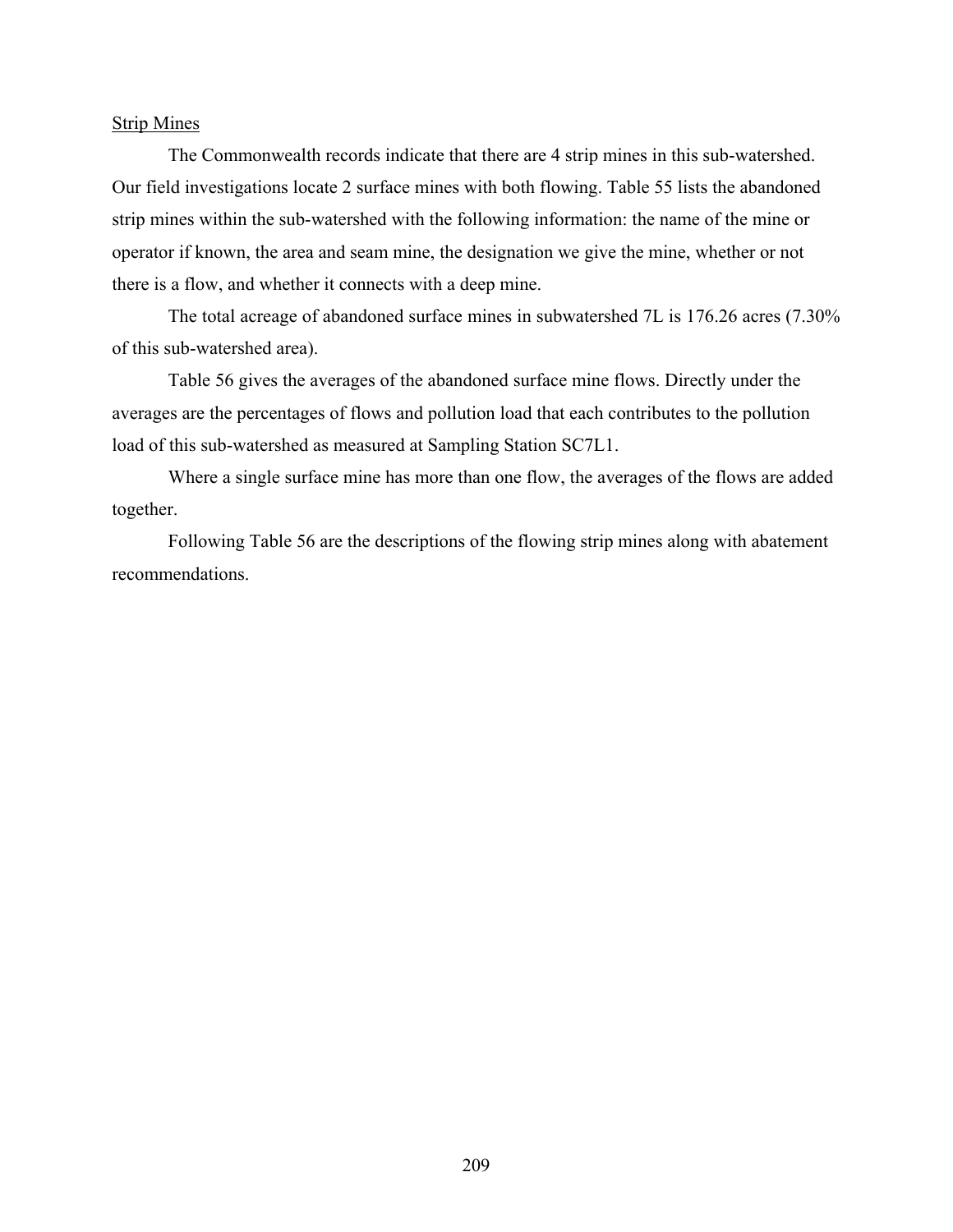<u>Strip Mines</u>

The Commonwealth records indicate that there are 4 strip mines in this sub-watershed. Our field investigations locate 2 surface mines with both flowing. Table 55 lists the abandoned strip mines within the sub-watershed with the following information: the name of the mine or operator if known, the area and seam mine, the designation we give the mine, whether or not there is a flow, and whether it connects with a deep mine.

The total acreage of abandoned surface mines in subwatershed 7L is 176.26 acres (7.30% of this sub-watershed area).

Table 56 gives the averages of the abandoned surface mine flows. Directly under the averages are the percentages of flows and pollution load that each contributes to the pollution load of this sub-watershed as measured at Sampling Station SC7L1.

Where a single surface mine has more than one flow, the averages of the flows are added together.

Following Table 56 are the descriptions of the flowing strip mines along with abatement recommendations.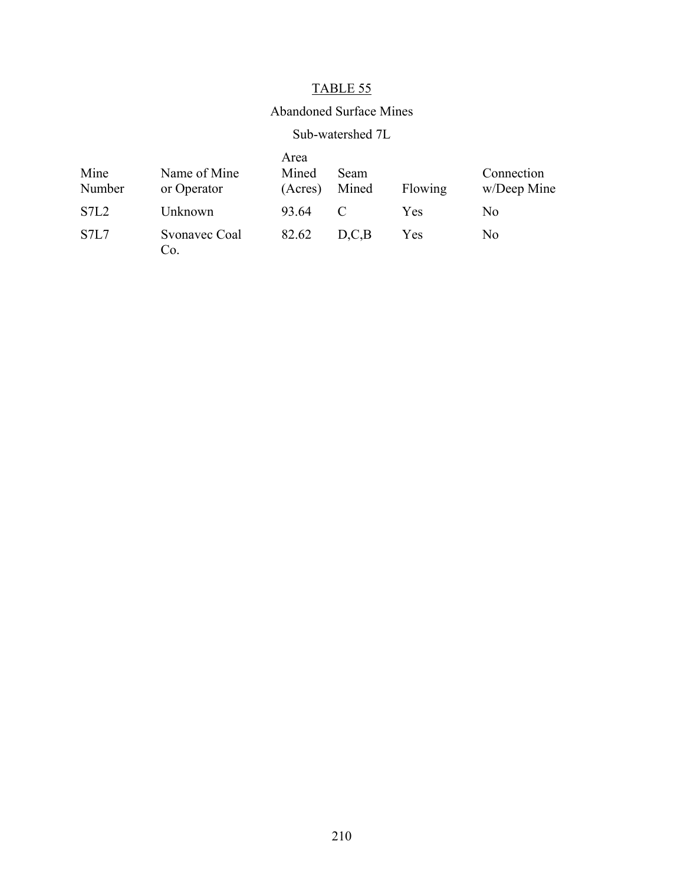TABLE 55

Abandoned Surface Mines

Sub-watershed 7L

| Mine Number | Name of Mine or Operator | Area Mined (Acres) | Seam Mined | Flowing | Connection w/Deep Mine |
|---|---|---|---|---|---|
| S7L2 | Unknown | 93.64 | C | Yes | No |
| S7L7 | Svonavec Coal Co. | 82.62 | D,C,B | Yes | No |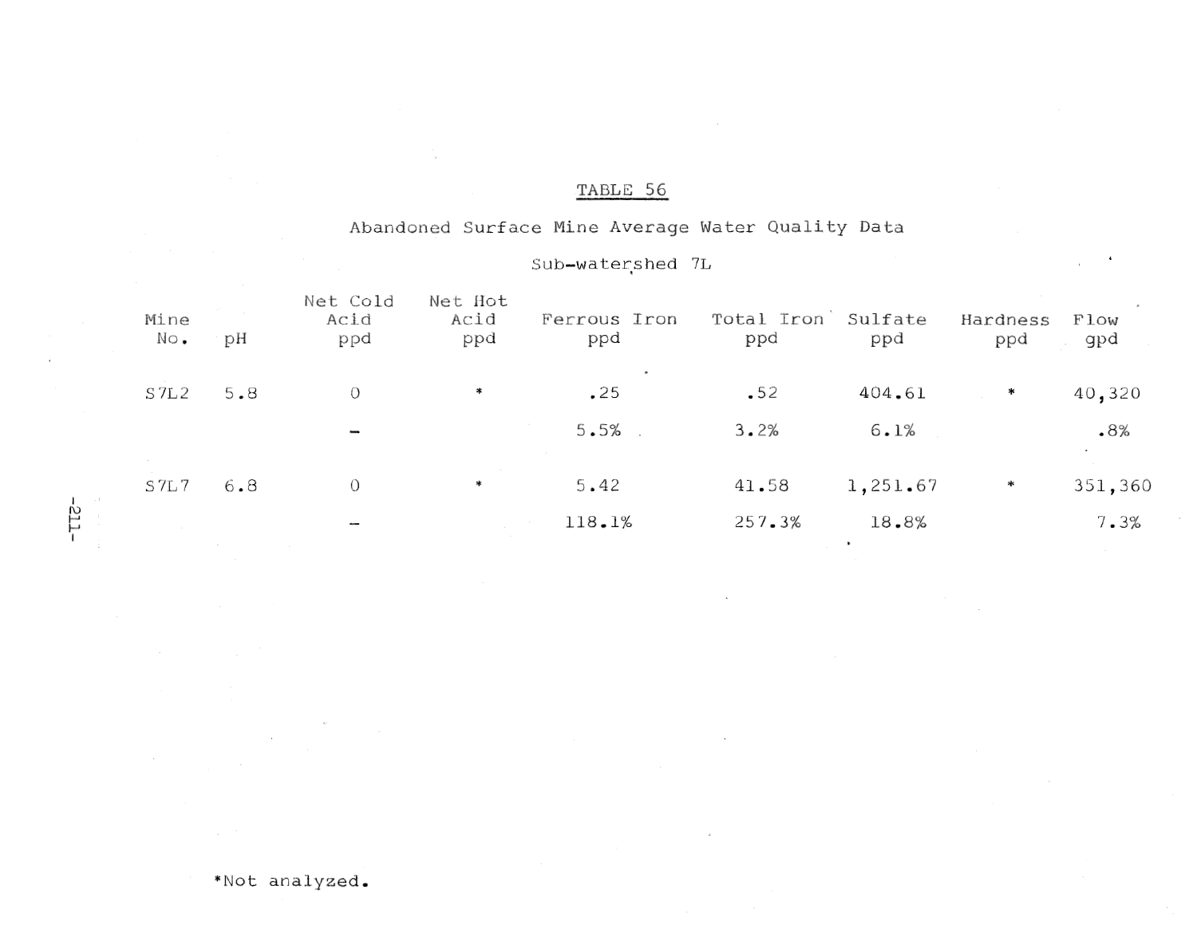TABLE 56

Abandoned Surface Mine Average Water Quality Data

Sub-watershed 7L

| Mine No. | pH | Net Cold Acid ppd | Net Hot Acid ppd | Ferrous Iron ppd | Total Iron ppd | Sulfate ppd | Hardness ppd | Flow gpd |
|---|---|---|---|---|---|---|---|---|
| S7L2 | 5.8 | 0 | * | .25 | .52 | 404.61 | * | 40,320 |
| | | - | | 5.5% | 3.2% | 6.1% | | .8% |
| S7L7 | 6.8 | 0 | * | 5.42 | 41.58 | 1,251.67 | * | 351,360 |
| | | - | | 118.1% | 257.3% | 18.8% | | 7.3% |

*Not analyzed.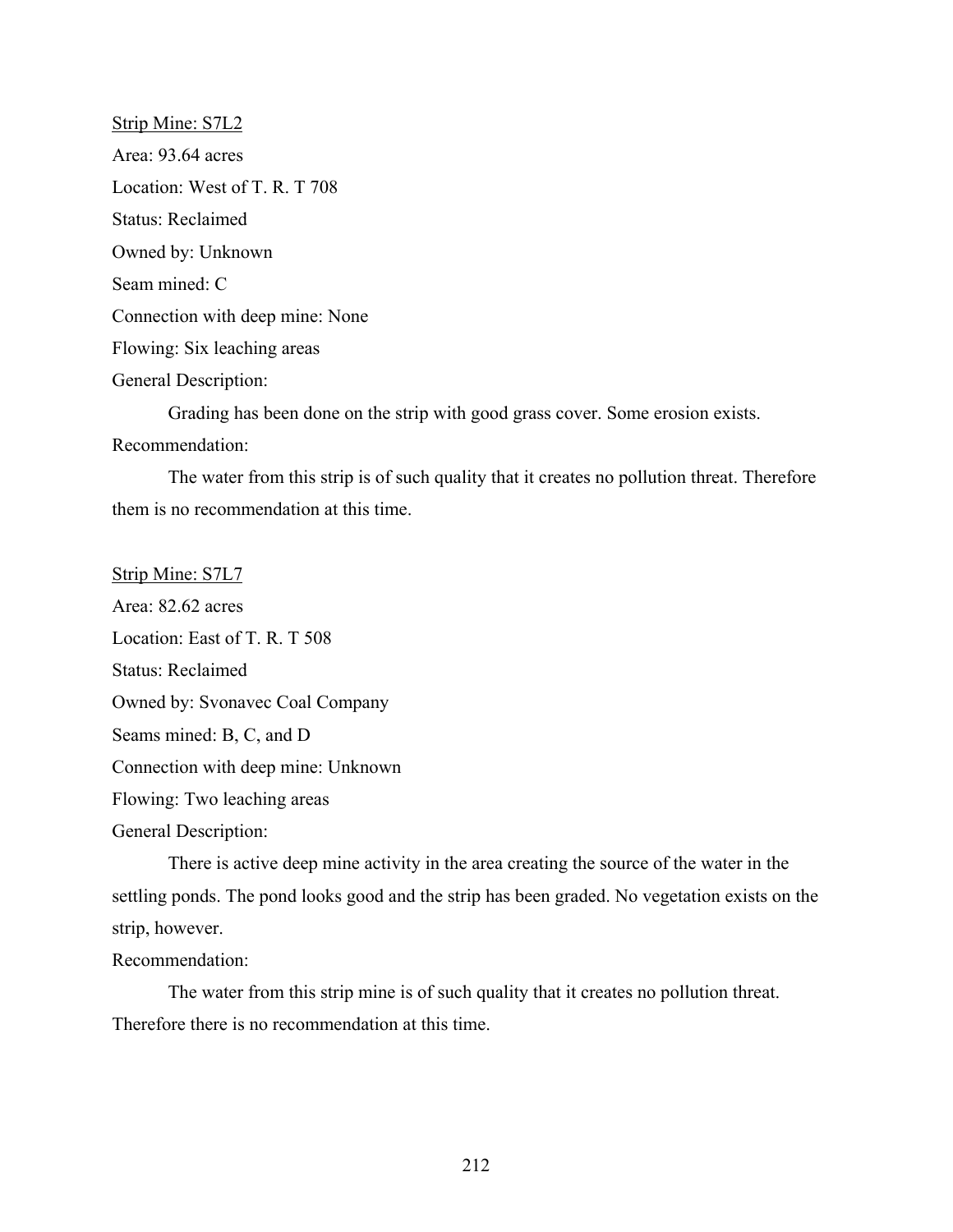<u>Strip Mine: S7L2</u>

Area: 93.64 acres

Location: West of T. R. T 708

Status: Reclaimed

Owned by: Unknown

Seam mined: C

Connection with deep mine: None

Flowing: Six leaching areas

General Description:

Grading has been done on the strip with good grass cover. Some erosion exists.

Recommendation:

The water from this strip is of such quality that it creates no pollution threat. Therefore them is no recommendation at this time.

<u>Strip Mine: S7L7</u>

Area: 82.62 acres

Location: East of T. R. T 508

Status: Reclaimed

Owned by: Svonavec Coal Company

Seams mined: B, C, and D

Connection with deep mine: Unknown

Flowing: Two leaching areas

General Description:

There is active deep mine activity in the area creating the source of the water in the settling ponds. The pond looks good and the strip has been graded. No vegetation exists on the strip, however.

Recommendation:

The water from this strip mine is of such quality that it creates no pollution threat. Therefore there is no recommendation at this time.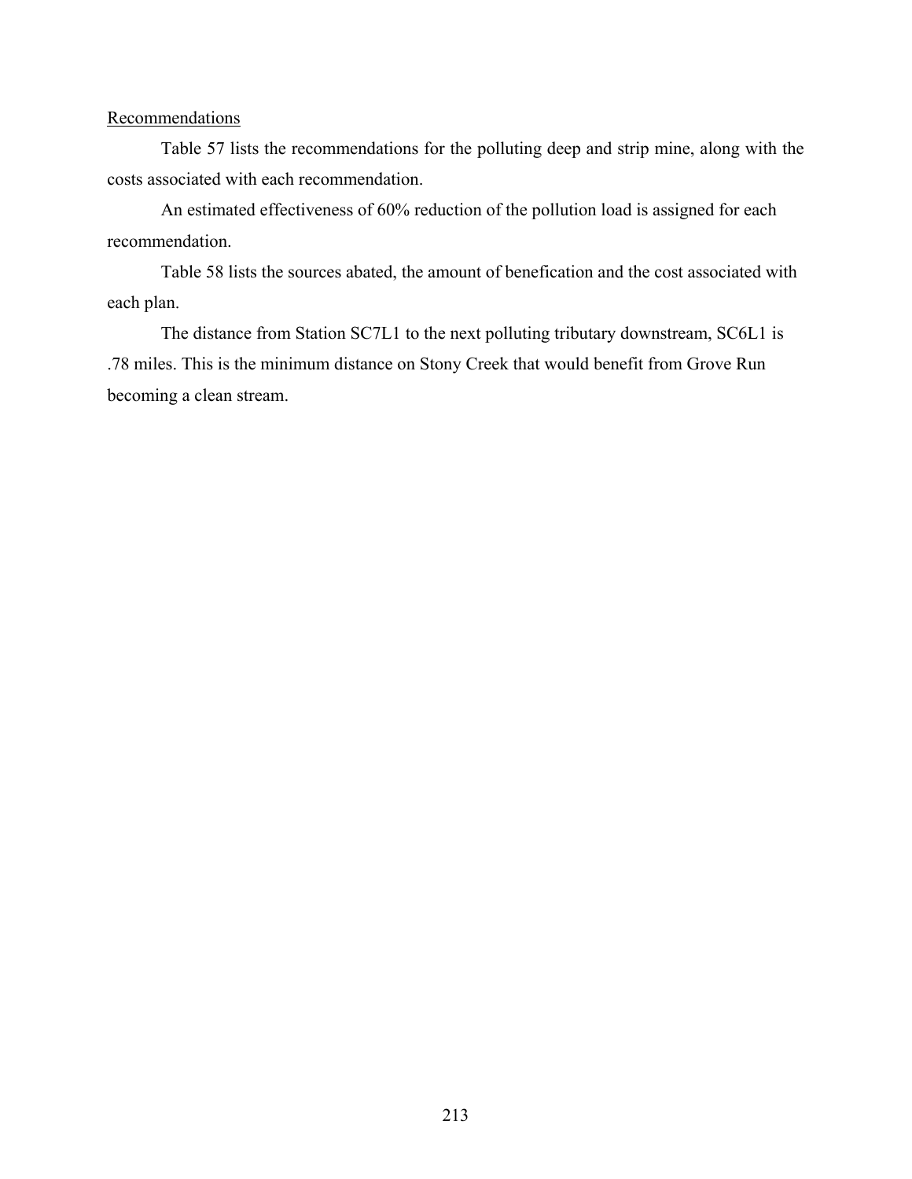<u>Recommendations</u>

Table 57 lists the recommendations for the polluting deep and strip mine, along with the costs associated with each recommendation.

An estimated effectiveness of 60% reduction of the pollution load is assigned for each recommendation.

Table 58 lists the sources abated, the amount of benefication and the cost associated with each plan.

The distance from Station SC7L1 to the next polluting tributary downstream, SC6L1 is .78 miles. This is the minimum distance on Stony Creek that would benefit from Grove Run becoming a clean stream.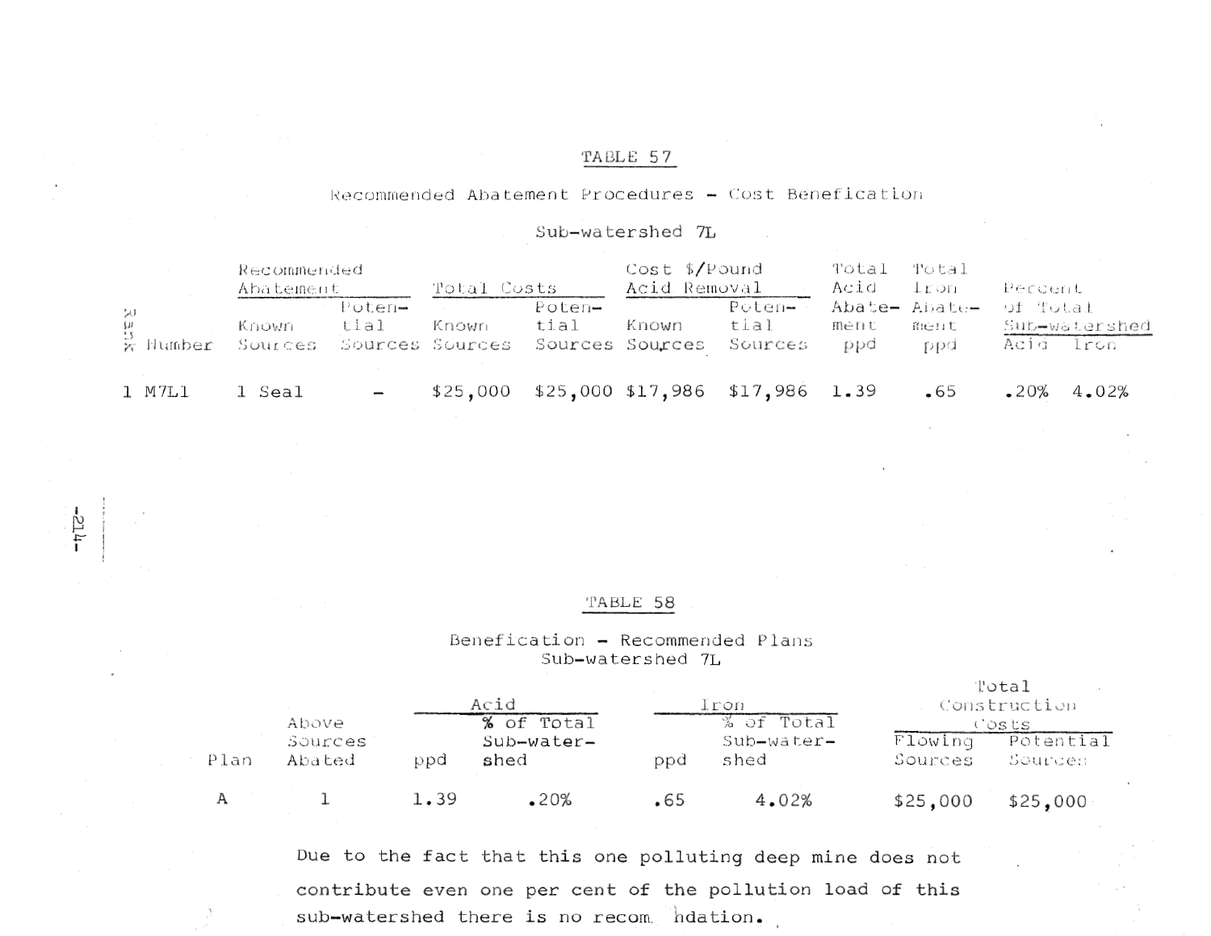TABLE 57

Recommended Abatement Procedures - Cost Benefication

Sub-watershed 7L

| Rank | Number | Recommended Abatement | | Total Costs | | Cost $/Pound Acid Removal | | Total Acid Abatement | Total Iron Abatement | Percent of Total Sub-watershed | |
|---|---|---|---|---|---|---|---|---|---|---|---|
| | | Known Sources | Potential Sources | Known Sources | Potential Sources | Known Sources | Potential Sources | ppd | ppd | Acid | Iron |
| 1 | M7L1 | 1 Seal | - | $25,000 | $25,000 | $17,986 | $17,986 | 1.39 | .65 | .20% | 4.02% |

TABLE 58

Benefication - Recommended Plans
Sub-watershed 7L

| Plan | Above Sources Abated | Acid | | Iron | | Total Construction Costs | |
|---|---|---|---|---|---|---|---|
| | | ppd | % of Total Sub-watershed | ppd | % of Total Sub-watershed | Flowing Sources | Potential Sources |
| A | 1 | 1.39 | .20% | .65 | 4.02% | $25,000 | $25,000 |

Due to the fact that this one polluting deep mine does not contribute even one per cent of the pollution load of this sub-watershed there is no recom hdation.